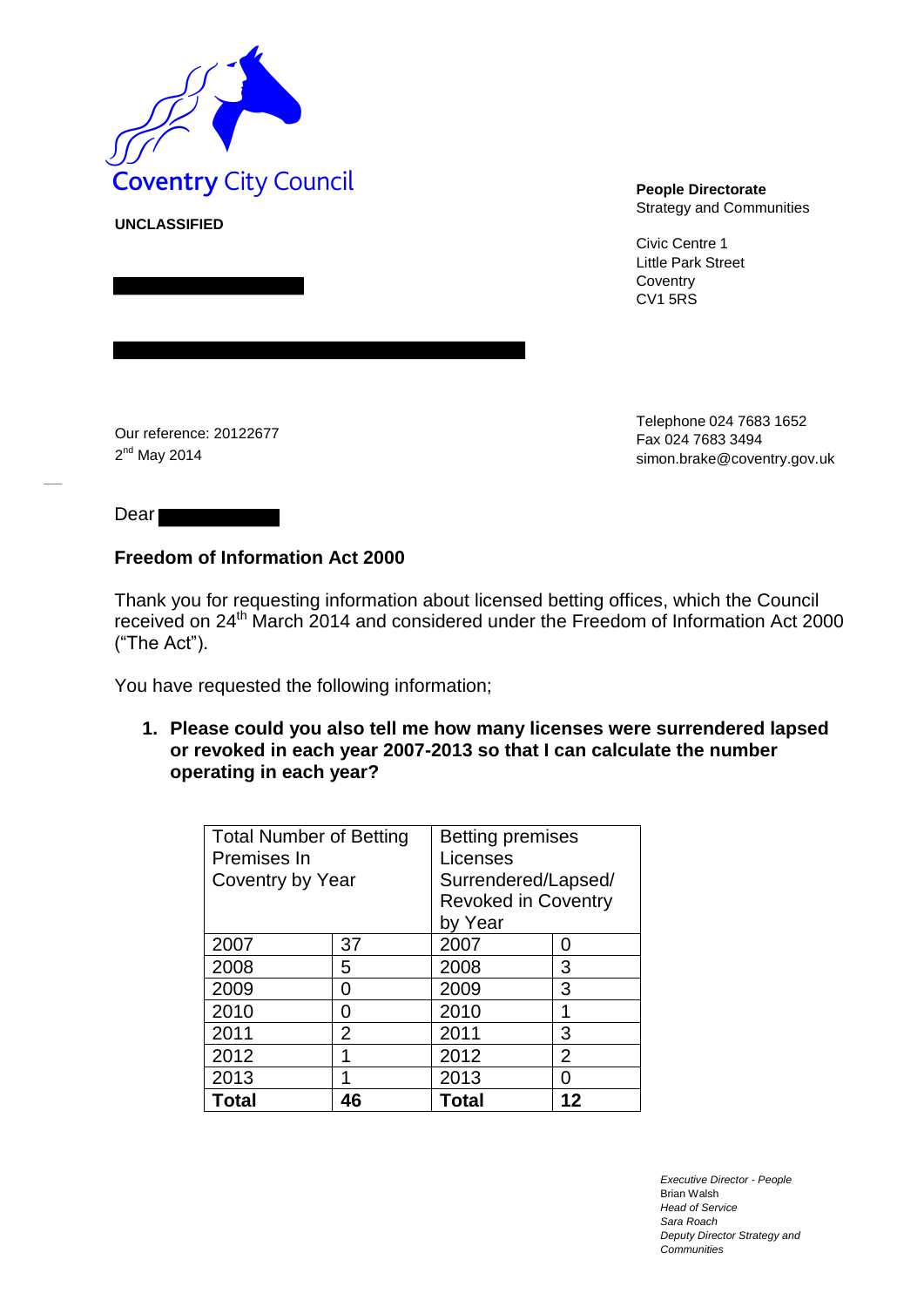Coventry City Council

**UNCLASSIFIED**

**People Directorate**
Strategy and Communities

Civic Centre 1
Little Park Street
Coventry
CV1 5RS

Our reference: 20122677
2nd May 2014

Telephone 024 7683 1652
Fax 024 7683 3494
simon.brake@coventry.gov.uk

Dear

**Freedom of Information Act 2000**

Thank you for requesting information about licensed betting offices, which the Council received on 24th March 2014 and considered under the Freedom of Information Act 2000 ("The Act").

You have requested the following information;

1. **Please could you also tell me how many licenses were surrendered lapsed or revoked in each year 2007-2013 so that I can calculate the number operating in each year?**

| Total Number of Betting Premises In Coventry by Year | | Betting premises Licenses Surrendered/ Lapsed/ Revoked in Coventry by Year | |
|---|---|---|---|
| 2007 | 37 | 2007 | 0 |
| 2008 | 5 | 2008 | 3 |
| 2009 | 0 | 2009 | 3 |
| 2010 | 0 | 2010 | 1 |
| 2011 | 2 | 2011 | 3 |
| 2012 | 1 | 2012 | 2 |
| 2013 | 1 | 2013 | 0 |
| **Total** | **46** | **Total** | **12** |

*Executive Director - People*
Brian Walsh
*Head of Service*
*Sara Roach*
*Deputy Director Strategy and Communities*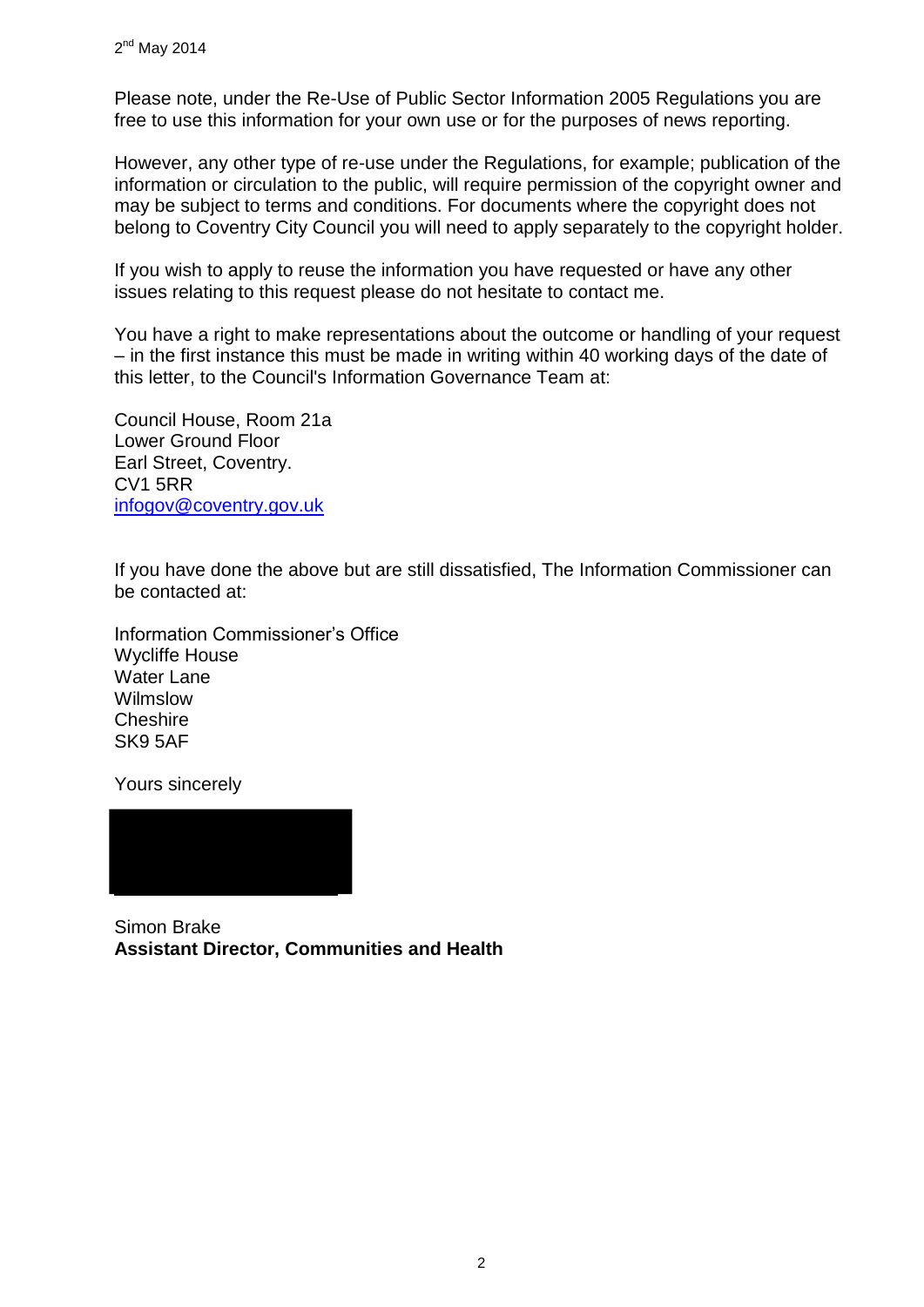2nd May 2014

Please note, under the Re-Use of Public Sector Information 2005 Regulations you are free to use this information for your own use or for the purposes of news reporting.

However, any other type of re-use under the Regulations, for example; publication of the information or circulation to the public, will require permission of the copyright owner and may be subject to terms and conditions. For documents where the copyright does not belong to Coventry City Council you will need to apply separately to the copyright holder.

If you wish to apply to reuse the information you have requested or have any other issues relating to this request please do not hesitate to contact me.

You have a right to make representations about the outcome or handling of your request – in the first instance this must be made in writing within 40 working days of the date of this letter, to the Council's Information Governance Team at:

Council House, Room 21a
Lower Ground Floor
Earl Street, Coventry.
CV1 5RR
infogov@coventry.gov.uk

If you have done the above but are still dissatisfied, The Information Commissioner can be contacted at:

Information Commissioner's Office
Wycliffe House
Water Lane
Wilmslow
Cheshire
SK9 5AF

Yours sincerely

Simon Brake
**Assistant Director, Communities and Health**